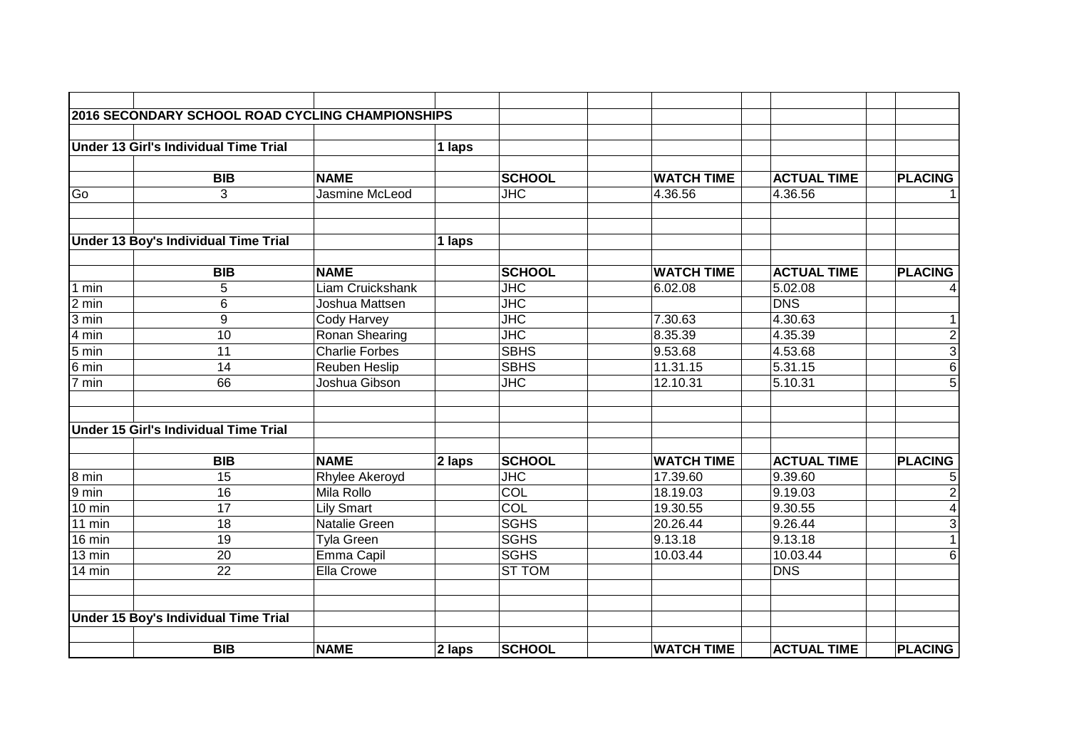## 2016 SECONDARY SCHOOL ROAD CYCLING CHAMPIONSHIPS

### Under 13 Girl's Individual Time Trial

1 laps

| | BIB | NAME | | SCHOOL | | WATCH TIME | | ACTUAL TIME | | PLACING |
|---|---|---|---|---|---|---|---|---|---|---|
| Go | 3 | Jasmine McLeod | | JHC | | 4.36.56 | | 4.36.56 | | 1 |

### Under 13 Boy's Individual Time Trial

1 laps

| | BIB | NAME | | SCHOOL | | WATCH TIME | | ACTUAL TIME | | PLACING |
|---|---|---|---|---|---|---|---|---|---|---|
| 1 min | 5 | Liam Cruickshank | | JHC | | 6.02.08 | | 5.02.08 | | 4 |
| 2 min | 6 | Joshua Mattsen | | JHC | | | | DNS | | |
| 3 min | 9 | Cody Harvey | | JHC | | 7.30.63 | | 4.30.63 | | 1 |
| 4 min | 10 | Ronan Shearing | | JHC | | 8.35.39 | | 4.35.39 | | 2 |
| 5 min | 11 | Charlie Forbes | | SBHS | | 9.53.68 | | 4.53.68 | | 3 |
| 6 min | 14 | Reuben Heslip | | SBHS | | 11.31.15 | | 5.31.15 | | 6 |
| 7 min | 66 | Joshua Gibson | | JHC | | 12.10.31 | | 5.10.31 | | 5 |

### Under 15 Girl's Individual Time Trial

| | BIB | NAME | 2 laps | SCHOOL | | WATCH TIME | | ACTUAL TIME | | PLACING |
|---|---|---|---|---|---|---|---|---|---|---|
| 8 min | 15 | Rhylee Akeroyd | | JHC | | 17.39.60 | | 9.39.60 | | 5 |
| 9 min | 16 | Mila Rollo | | COL | | 18.19.03 | | 9.19.03 | | 2 |
| 10 min | 17 | Lily Smart | | COL | | 19.30.55 | | 9.30.55 | | 4 |
| 11 min | 18 | Natalie Green | | SGHS | | 20.26.44 | | 9.26.44 | | 3 |
| 16 min | 19 | Tyla Green | | SGHS | | 9.13.18 | | 9.13.18 | | 1 |
| 13 min | 20 | Emma Capil | | SGHS | | 10.03.44 | | 10.03.44 | | 6 |
| 14 min | 22 | Ella Crowe | | ST TOM | | | | DNS | | |

### Under 15 Boy's Individual Time Trial

| | BIB | NAME | 2 laps | SCHOOL | | WATCH TIME | | ACTUAL TIME | | PLACING |
|---|---|---|---|---|---|---|---|---|---|---|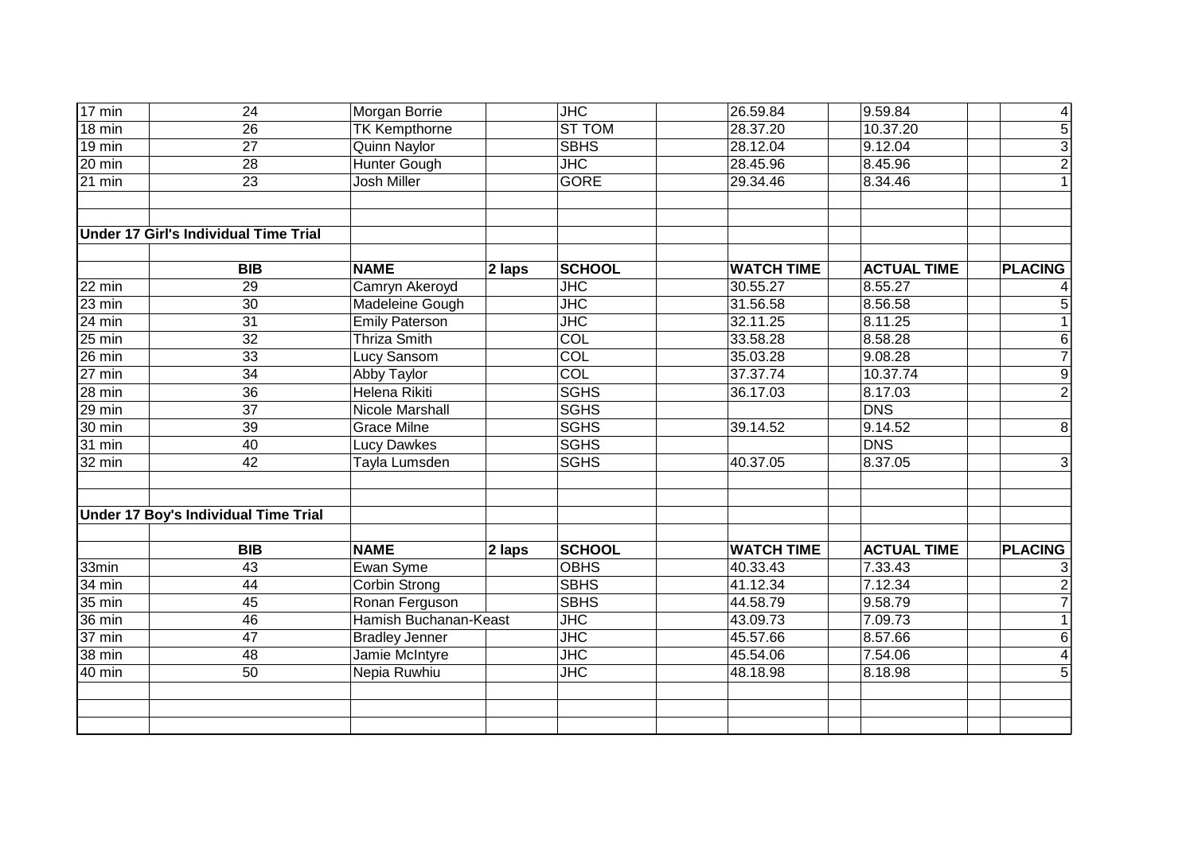| | | | | | | | | | | |
|---|---|---|---|---|---|---|---|---|---|---|
| 17 min | 24 | Morgan Borrie | | JHC | | 26.59.84 | | 9.59.84 | | 4 |
| 18 min | 26 | TK Kempthorne | | ST TOM | | 28.37.20 | | 10.37.20 | | 5 |
| 19 min | 27 | Quinn Naylor | | SBHS | | 28.12.04 | | 9.12.04 | | 3 |
| 20 min | 28 | Hunter Gough | | JHC | | 28.45.96 | | 8.45.96 | | 2 |
| 21 min | 23 | Josh Miller | | GORE | | 29.34.46 | | 8.34.46 | | 1 |

**Under 17 Girl's Individual Time Trial**

| | BIB | NAME | 2 laps | SCHOOL | | WATCH TIME | | ACTUAL TIME | | PLACING |
|---|---|---|---|---|---|---|---|---|---|---|
| 22 min | 29 | Camryn Akeroyd | | JHC | | 30.55.27 | | 8.55.27 | | 4 |
| 23 min | 30 | Madeleine Gough | | JHC | | 31.56.58 | | 8.56.58 | | 5 |
| 24 min | 31 | Emily Paterson | | JHC | | 32.11.25 | | 8.11.25 | | 1 |
| 25 min | 32 | Thriza Smith | | COL | | 33.58.28 | | 8.58.28 | | 6 |
| 26 min | 33 | Lucy Sansom | | COL | | 35.03.28 | | 9.08.28 | | 7 |
| 27 min | 34 | Abby Taylor | | COL | | 37.37.74 | | 10.37.74 | | 9 |
| 28 min | 36 | Helena Rikiti | | SGHS | | 36.17.03 | | 8.17.03 | | 2 |
| 29 min | 37 | Nicole Marshall | | SGHS | | | | DNS | | |
| 30 min | 39 | Grace Milne | | SGHS | | 39.14.52 | | 9.14.52 | | 8 |
| 31 min | 40 | Lucy Dawkes | | SGHS | | | | DNS | | |
| 32 min | 42 | Tayla Lumsden | | SGHS | | 40.37.05 | | 8.37.05 | | 3 |

**Under 17 Boy's Individual Time Trial**

| | BIB | NAME | 2 laps | SCHOOL | | WATCH TIME | | ACTUAL TIME | | PLACING |
|---|---|---|---|---|---|---|---|---|---|---|
| 33min | 43 | Ewan Syme | | OBHS | | 40.33.43 | | 7.33.43 | | 3 |
| 34 min | 44 | Corbin Strong | | SBHS | | 41.12.34 | | 7.12.34 | | 2 |
| 35 min | 45 | Ronan Ferguson | | SBHS | | 44.58.79 | | 9.58.79 | | 7 |
| 36 min | 46 | Hamish Buchanan-Keast | | JHC | | 43.09.73 | | 7.09.73 | | 1 |
| 37 min | 47 | Bradley Jenner | | JHC | | 45.57.66 | | 8.57.66 | | 6 |
| 38 min | 48 | Jamie McIntyre | | JHC | | 45.54.06 | | 7.54.06 | | 4 |
| 40 min | 50 | Nepia Ruwhiu | | JHC | | 48.18.98 | | 8.18.98 | | 5 |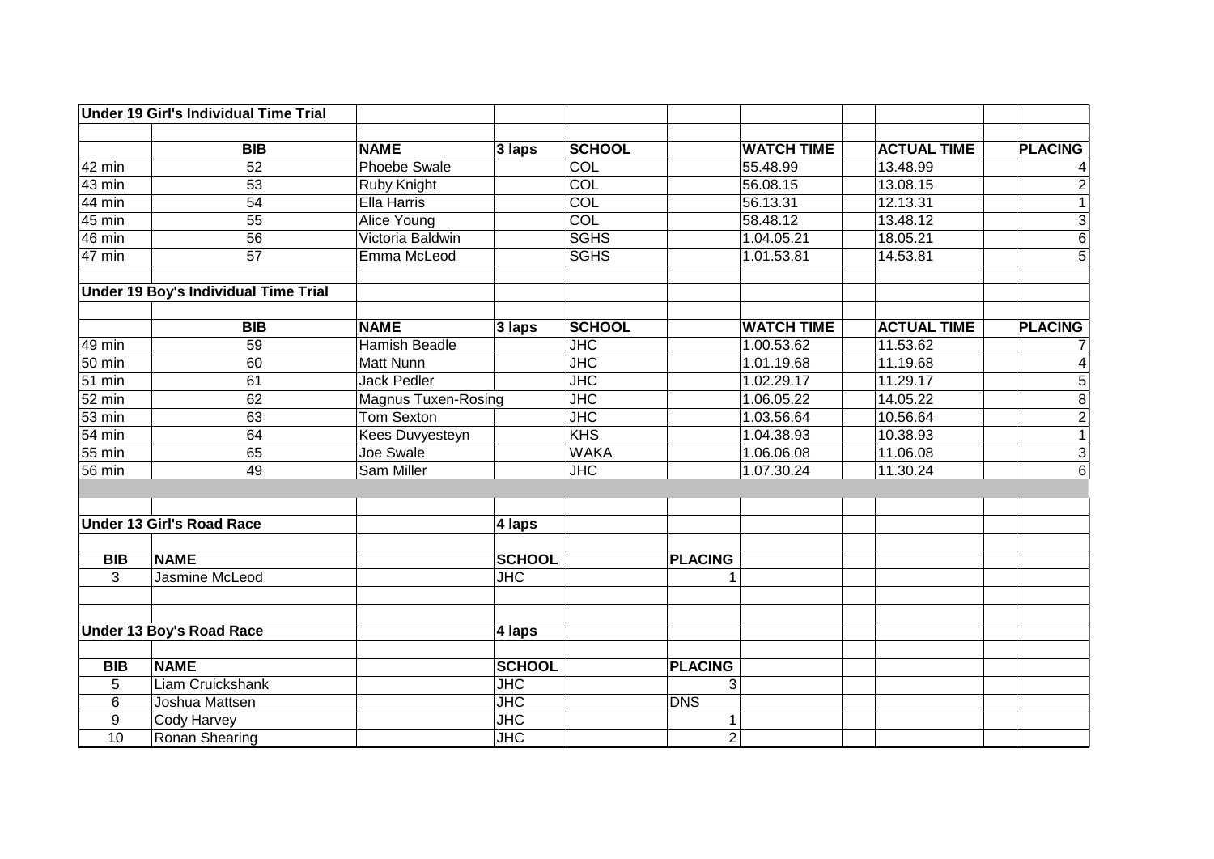| Under 19 Girl's Individual Time Trial | | | | | | | | | | |
|---|---|---|---|---|---|---|---|---|---|---|
| | | | | | | | | | | |
| | **BIB** | **NAME** | **3 laps** | **SCHOOL** | | **WATCH TIME** | | **ACTUAL TIME** | | **PLACING** |
| 42 min | 52 | Phoebe Swale | | COL | | 55.48.99 | | 13.48.99 | | 4 |
| 43 min | 53 | Ruby Knight | | COL | | 56.08.15 | | 13.08.15 | | 2 |
| 44 min | 54 | Ella Harris | | COL | | 56.13.31 | | 12.13.31 | | 1 |
| 45 min | 55 | Alice Young | | COL | | 58.48.12 | | 13.48.12 | | 3 |
| 46 min | 56 | Victoria Baldwin | | SGHS | | 1.04.05.21 | | 18.05.21 | | 6 |
| 47 min | 57 | Emma McLeod | | SGHS | | 1.01.53.81 | | 14.53.81 | | 5 |

| Under 19 Boy's Individual Time Trial | | | | | | | | | | |
|---|---|---|---|---|---|---|---|---|---|---|
| | | | | | | | | | | |
| | **BIB** | **NAME** | **3 laps** | **SCHOOL** | | **WATCH TIME** | | **ACTUAL TIME** | | **PLACING** |
| 49 min | 59 | Hamish Beadle | | JHC | | 1.00.53.62 | | 11.53.62 | | 7 |
| 50 min | 60 | Matt Nunn | | JHC | | 1.01.19.68 | | 11.19.68 | | 4 |
| 51 min | 61 | Jack Pedler | | JHC | | 1.02.29.17 | | 11.29.17 | | 5 |
| 52 min | 62 | Magnus Tuxen-Rosing | | JHC | | 1.06.05.22 | | 14.05.22 | | 8 |
| 53 min | 63 | Tom Sexton | | JHC | | 1.03.56.64 | | 10.56.64 | | 2 |
| 54 min | 64 | Kees Duvyesteyn | | KHS | | 1.04.38.93 | | 10.38.93 | | 1 |
| 55 min | 65 | Joe Swale | | WAKA | | 1.06.06.08 | | 11.06.08 | | 3 |
| 56 min | 49 | Sam Miller | | JHC | | 1.07.30.24 | | 11.30.24 | | 6 |

| Under 13 Girl's Road Race | | | 4 laps | | | |
|---|---|---|---|---|---|---|
| | | | | | | |
| **BIB** | **NAME** | | **SCHOOL** | | **PLACING** | |
| 3 | Jasmine McLeod | | JHC | | 1 | |

| Under 13 Boy's Road Race | | | 4 laps | | | |
|---|---|---|---|---|---|---|
| | | | | | | |
| **BIB** | **NAME** | | **SCHOOL** | | **PLACING** | |
| 5 | Liam Cruickshank | | JHC | | 3 | |
| 6 | Joshua Mattsen | | JHC | | DNS | |
| 9 | Cody Harvey | | JHC | | 1 | |
| 10 | Ronan Shearing | | JHC | | 2 | |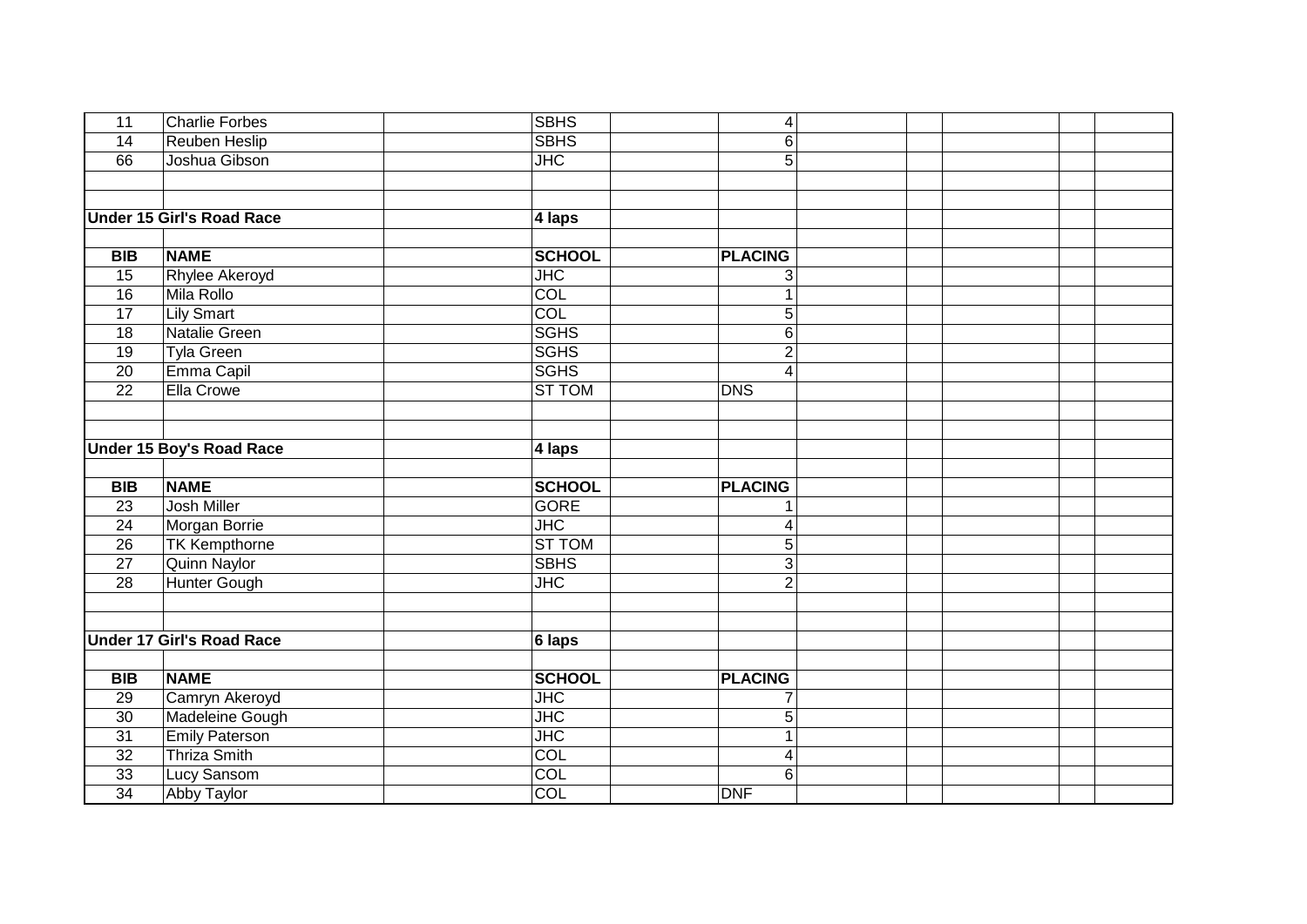| BIB | NAME | SCHOOL | PLACING |
|---|---|---|---|
| 11 | Charlie Forbes | SBHS | 4 |
| 14 | Reuben Heslip | SBHS | 6 |
| 66 | Joshua Gibson | JHC | 5 |

**Under 15 Girl's Road Race** — **4 laps**

| BIB | NAME | SCHOOL | PLACING |
|---|---|---|---|
| 15 | Rhylee Akeroyd | JHC | 3 |
| 16 | Mila Rollo | COL | 1 |
| 17 | Lily Smart | COL | 5 |
| 18 | Natalie Green | SGHS | 6 |
| 19 | Tyla Green | SGHS | 2 |
| 20 | Emma Capil | SGHS | 4 |
| 22 | Ella Crowe | ST TOM | DNS |

**Under 15 Boy's Road Race** — **4 laps**

| BIB | NAME | SCHOOL | PLACING |
|---|---|---|---|
| 23 | Josh Miller | GORE | 1 |
| 24 | Morgan Borrie | JHC | 4 |
| 26 | TK Kempthorne | ST TOM | 5 |
| 27 | Quinn Naylor | SBHS | 3 |
| 28 | Hunter Gough | JHC | 2 |

**Under 17 Girl's Road Race** — **6 laps**

| BIB | NAME | SCHOOL | PLACING |
|---|---|---|---|
| 29 | Camryn Akeroyd | JHC | 7 |
| 30 | Madeleine Gough | JHC | 5 |
| 31 | Emily Paterson | JHC | 1 |
| 32 | Thriza Smith | COL | 4 |
| 33 | Lucy Sansom | COL | 6 |
| 34 | Abby Taylor | COL | DNF |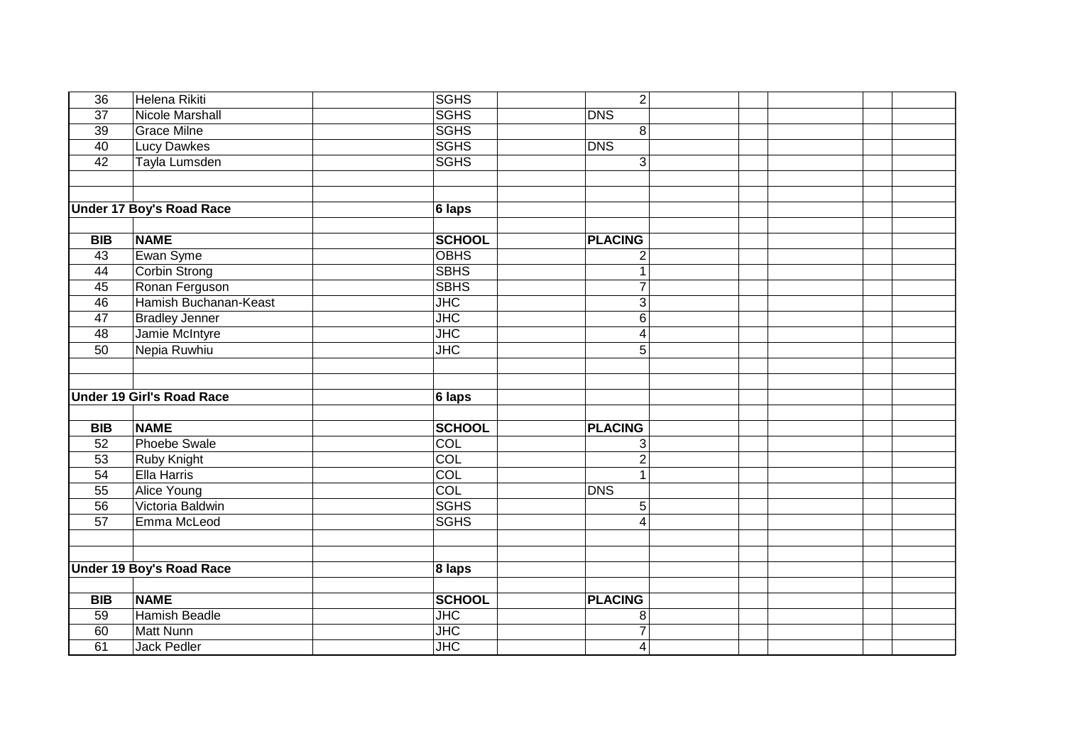| BIB | NAME | SCHOOL | PLACING |
|---|---|---|---|
| 36 | Helena Rikiti | SGHS | 2 |
| 37 | Nicole Marshall | SGHS | DNS |
| 39 | Grace Milne | SGHS | 8 |
| 40 | Lucy Dawkes | SGHS | DNS |
| 42 | Tayla Lumsden | SGHS | 3 |

**Under 17 Boy's Road Race** — **6 laps**

| BIB | NAME | SCHOOL | PLACING |
|---|---|---|---|
| 43 | Ewan Syme | OBHS | 2 |
| 44 | Corbin Strong | SBHS | 1 |
| 45 | Ronan Ferguson | SBHS | 7 |
| 46 | Hamish Buchanan-Keast | JHC | 3 |
| 47 | Bradley Jenner | JHC | 6 |
| 48 | Jamie McIntyre | JHC | 4 |
| 50 | Nepia Ruwhiu | JHC | 5 |

**Under 19 Girl's Road Race** — **6 laps**

| BIB | NAME | SCHOOL | PLACING |
|---|---|---|---|
| 52 | Phoebe Swale | COL | 3 |
| 53 | Ruby Knight | COL | 2 |
| 54 | Ella Harris | COL | 1 |
| 55 | Alice Young | COL | DNS |
| 56 | Victoria Baldwin | SGHS | 5 |
| 57 | Emma McLeod | SGHS | 4 |

**Under 19 Boy's Road Race** — **8 laps**

| BIB | NAME | SCHOOL | PLACING |
|---|---|---|---|
| 59 | Hamish Beadle | JHC | 8 |
| 60 | Matt Nunn | JHC | 7 |
| 61 | Jack Pedler | JHC | 4 |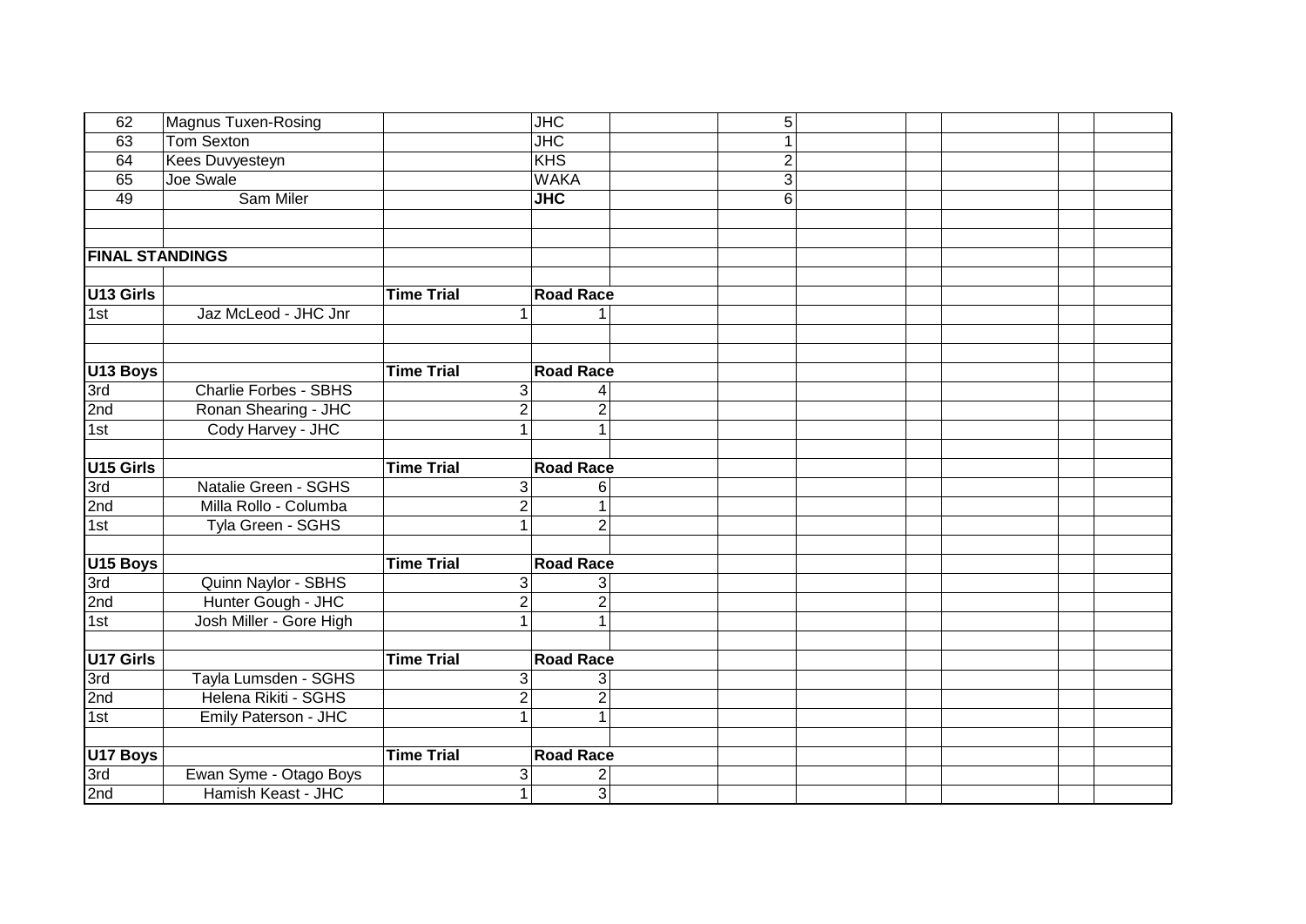| 62 | Magnus Tuxen-Rosing | | JHC | | 5 | | | | | |
|---|---|---|---|---|---|---|---|---|---|---|
| 63 | Tom Sexton | | JHC | | 1 | | | | | |
| 64 | Kees Duvyesteyn | | KHS | | 2 | | | | | |
| 65 | Joe Swale | | WAKA | | 3 | | | | | |
| 49 | Sam Miler | | **JHC** | | 6 | | | | | |
| | | | | | | | | | | |
| | | | | | | | | | | |
| **FINAL STANDINGS** | | | | | | | | | | |
| | | | | | | | | | | |
| **U13 Girls** | | **Time Trial** | **Road Race** | | | | | | | |
| 1st | Jaz McLeod - JHC Jnr | 1 | 1 | | | | | | | |
| | | | | | | | | | | |
| | | | | | | | | | | |
| **U13 Boys** | | **Time Trial** | **Road Race** | | | | | | | |
| 3rd | Charlie Forbes - SBHS | 3 | 4 | | | | | | | |
| 2nd | Ronan Shearing - JHC | 2 | 2 | | | | | | | |
| 1st | Cody Harvey - JHC | 1 | 1 | | | | | | | |
| | | | | | | | | | | |
| **U15 Girls** | | **Time Trial** | **Road Race** | | | | | | | |
| 3rd | Natalie Green - SGHS | 3 | 6 | | | | | | | |
| 2nd | Milla Rollo - Columba | 2 | 1 | | | | | | | |
| 1st | Tyla Green - SGHS | 1 | 2 | | | | | | | |
| | | | | | | | | | | |
| **U15 Boys** | | **Time Trial** | **Road Race** | | | | | | | |
| 3rd | Quinn Naylor - SBHS | 3 | 3 | | | | | | | |
| 2nd | Hunter Gough - JHC | 2 | 2 | | | | | | | |
| 1st | Josh Miller - Gore High | 1 | 1 | | | | | | | |
| | | | | | | | | | | |
| **U17 Girls** | | **Time Trial** | **Road Race** | | | | | | | |
| 3rd | Tayla Lumsden - SGHS | 3 | 3 | | | | | | | |
| 2nd | Helena Rikiti - SGHS | 2 | 2 | | | | | | | |
| 1st | Emily Paterson - JHC | 1 | 1 | | | | | | | |
| | | | | | | | | | | |
| **U17 Boys** | | **Time Trial** | **Road Race** | | | | | | | |
| 3rd | Ewan Syme - Otago Boys | 3 | 2 | | | | | | | |
| 2nd | Hamish Keast - JHC | 1 | 3 | | | | | | | |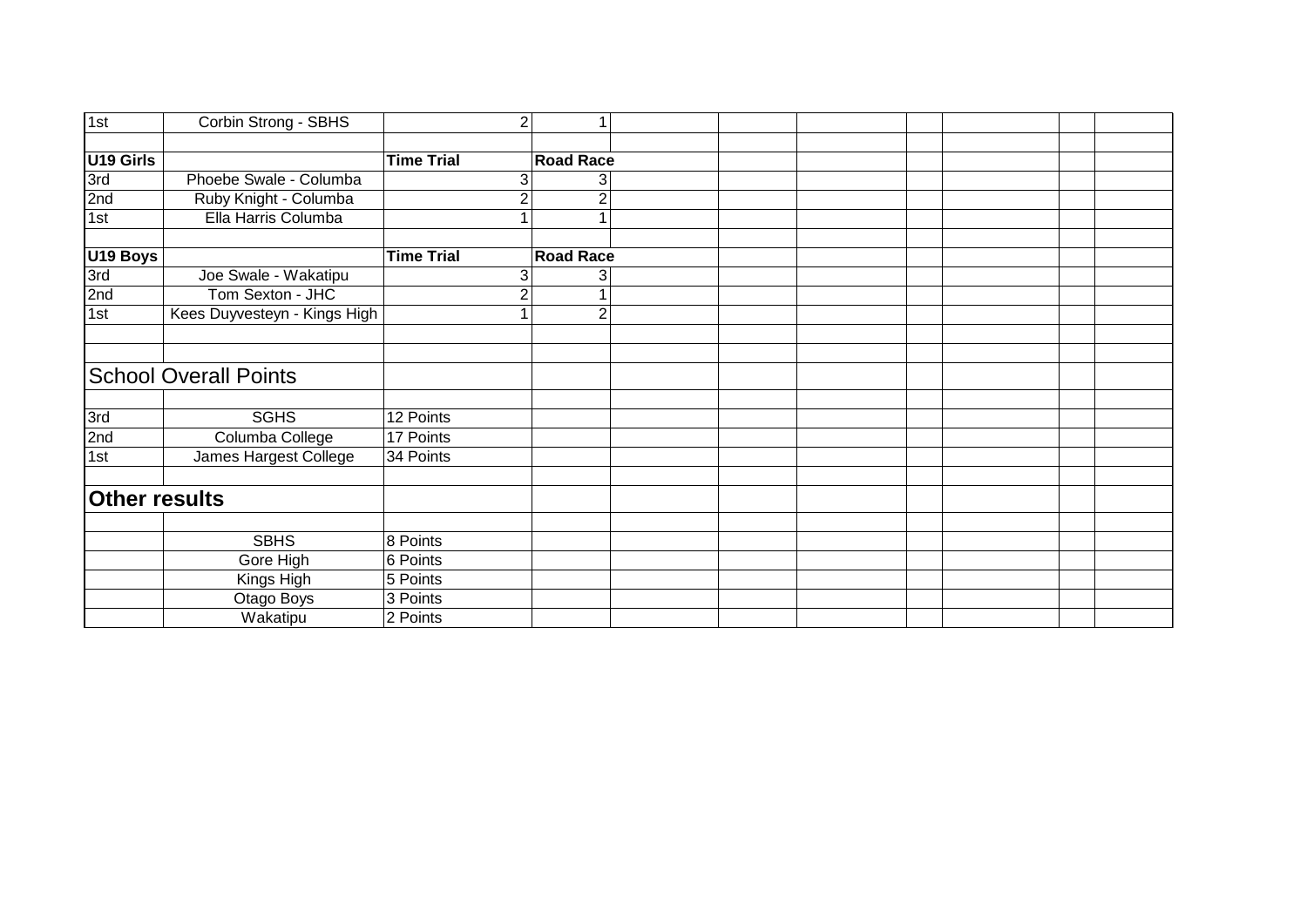| | | | | | | | | | | | |
|---|---|---|---|---|---|---|---|---|---|---|---|
| 1st | Corbin Strong - SBHS | 2 | 1 | | | | | | | | |
| | | | | | | | | | | | |
| **U19 Girls** | | **Time Trial** | **Road Race** | | | | | | | | |
| 3rd | Phoebe Swale - Columba | 3 | 3 | | | | | | | | |
| 2nd | Ruby Knight - Columba | 2 | 2 | | | | | | | | |
| 1st | Ella Harris Columba | 1 | 1 | | | | | | | | |
| | | | | | | | | | | | |
| **U19 Boys** | | **Time Trial** | **Road Race** | | | | | | | | |
| 3rd | Joe Swale - Wakatipu | 3 | 3 | | | | | | | | |
| 2nd | Tom Sexton - JHC | 2 | 1 | | | | | | | | |
| 1st | Kees Duyvesteyn - Kings High | 1 | 2 | | | | | | | | |
| | | | | | | | | | | | |
| | | | | | | | | | | | |
| **School Overall Points** | | | | | | | | | | | |
| | | | | | | | | | | | |
| 3rd | SGHS | 12 Points | | | | | | | | | |
| 2nd | Columba College | 17 Points | | | | | | | | | |
| 1st | James Hargest College | 34 Points | | | | | | | | | |
| | | | | | | | | | | | |
| **Other results** | | | | | | | | | | | |
| | | | | | | | | | | | |
| | SBHS | 8 Points | | | | | | | | | |
| | Gore High | 6 Points | | | | | | | | | |
| | Kings High | 5 Points | | | | | | | | | |
| | Otago Boys | 3 Points | | | | | | | | | |
| | Wakatipu | 2 Points | | | | | | | | | |